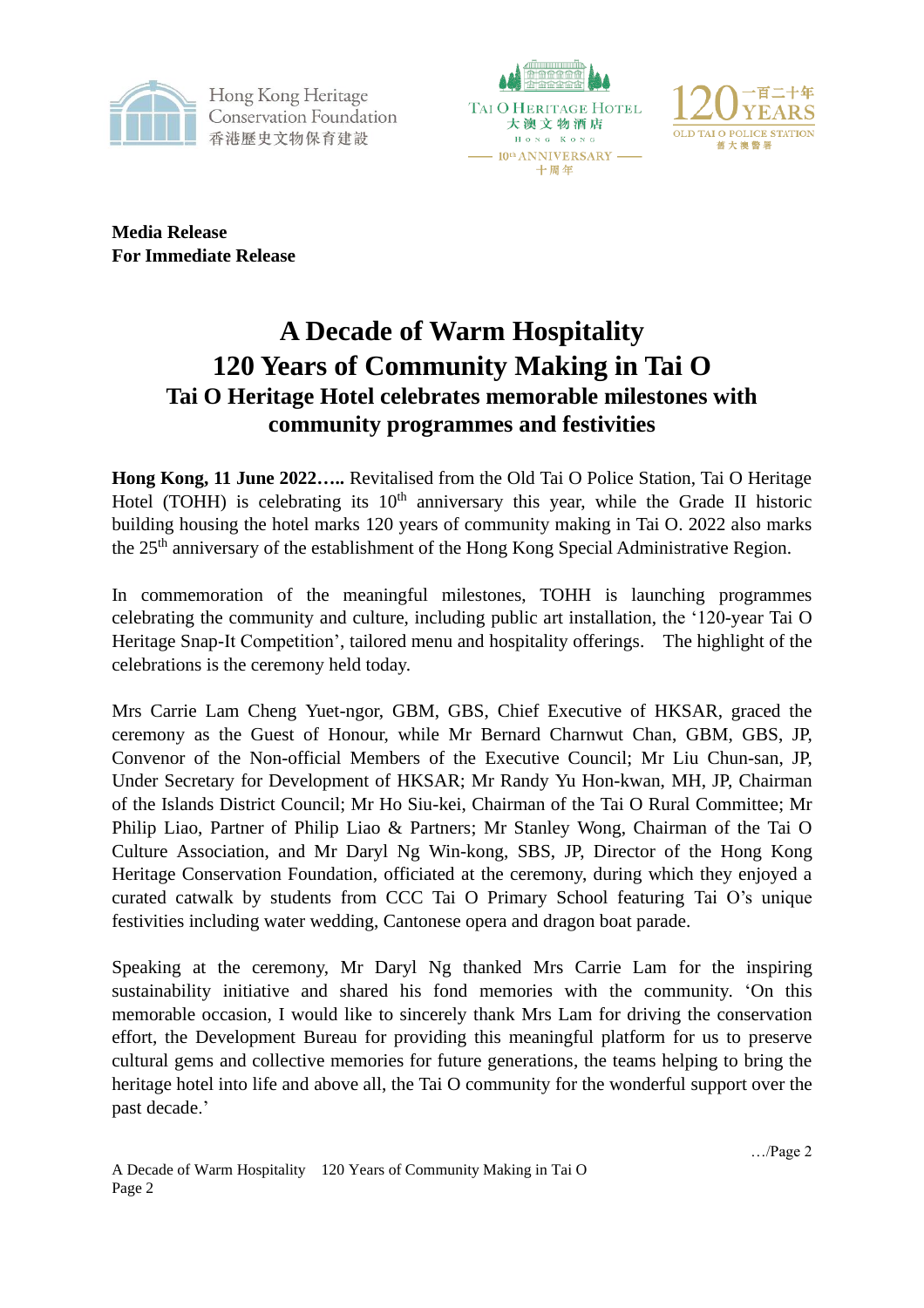**Media Release**
**For Immediate Release**

# A Decade of Warm Hospitality
# 120 Years of Community Making in Tai O
## Tai O Heritage Hotel celebrates memorable milestones with community programmes and festivities

**Hong Kong, 11 June 2022…..** Revitalised from the Old Tai O Police Station, Tai O Heritage Hotel (TOHH) is celebrating its 10th anniversary this year, while the Grade II historic building housing the hotel marks 120 years of community making in Tai O. 2022 also marks the 25th anniversary of the establishment of the Hong Kong Special Administrative Region.

In commemoration of the meaningful milestones, TOHH is launching programmes celebrating the community and culture, including public art installation, the '120-year Tai O Heritage Snap-It Competition', tailored menu and hospitality offerings. The highlight of the celebrations is the ceremony held today.

Mrs Carrie Lam Cheng Yuet-ngor, GBM, GBS, Chief Executive of HKSAR, graced the ceremony as the Guest of Honour, while Mr Bernard Charnwut Chan, GBM, GBS, JP, Convenor of the Non-official Members of the Executive Council; Mr Liu Chun-san, JP, Under Secretary for Development of HKSAR; Mr Randy Yu Hon-kwan, MH, JP, Chairman of the Islands District Council; Mr Ho Siu-kei, Chairman of the Tai O Rural Committee; Mr Philip Liao, Partner of Philip Liao & Partners; Mr Stanley Wong, Chairman of the Tai O Culture Association, and Mr Daryl Ng Win-kong, SBS, JP, Director of the Hong Kong Heritage Conservation Foundation, officiated at the ceremony, during which they enjoyed a curated catwalk by students from CCC Tai O Primary School featuring Tai O's unique festivities including water wedding, Cantonese opera and dragon boat parade.

Speaking at the ceremony, Mr Daryl Ng thanked Mrs Carrie Lam for the inspiring sustainability initiative and shared his fond memories with the community. 'On this memorable occasion, I would like to sincerely thank Mrs Lam for driving the conservation effort, the Development Bureau for providing this meaningful platform for us to preserve cultural gems and collective memories for future generations, the teams helping to bring the heritage hotel into life and above all, the Tai O community for the wonderful support over the past decade.'

…/Page 2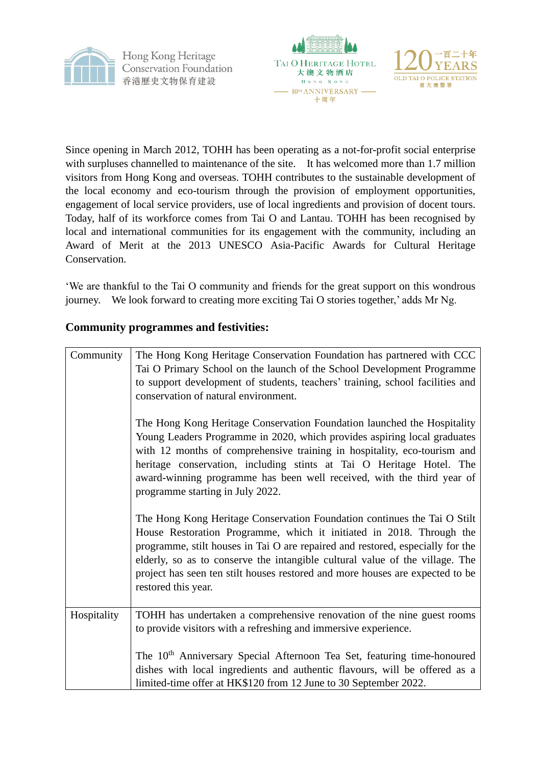Since opening in March 2012, TOHH has been operating as a not-for-profit social enterprise with surpluses channelled to maintenance of the site. It has welcomed more than 1.7 million visitors from Hong Kong and overseas. TOHH contributes to the sustainable development of the local economy and eco-tourism through the provision of employment opportunities, engagement of local service providers, use of local ingredients and provision of docent tours. Today, half of its workforce comes from Tai O and Lantau. TOHH has been recognised by local and international communities for its engagement with the community, including an Award of Merit at the 2013 UNESCO Asia-Pacific Awards for Cultural Heritage Conservation.

'We are thankful to the Tai O community and friends for the great support on this wondrous journey. We look forward to creating more exciting Tai O stories together,' adds Mr Ng.

**Community programmes and festivities:**

| | |
|---|---|
| Community | The Hong Kong Heritage Conservation Foundation has partnered with CCC Tai O Primary School on the launch of the School Development Programme to support development of students, teachers' training, school facilities and conservation of natural environment.<br><br>The Hong Kong Heritage Conservation Foundation launched the Hospitality Young Leaders Programme in 2020, which provides aspiring local graduates with 12 months of comprehensive training in hospitality, eco-tourism and heritage conservation, including stints at Tai O Heritage Hotel. The award-winning programme has been well received, with the third year of programme starting in July 2022.<br><br>The Hong Kong Heritage Conservation Foundation continues the Tai O Stilt House Restoration Programme, which it initiated in 2018. Through the programme, stilt houses in Tai O are repaired and restored, especially for the elderly, so as to conserve the intangible cultural value of the village. The project has seen ten stilt houses restored and more houses are expected to be restored this year. |
| Hospitality | TOHH has undertaken a comprehensive renovation of the nine guest rooms to provide visitors with a refreshing and immersive experience.<br><br>The 10th Anniversary Special Afternoon Tea Set, featuring time-honoured dishes with local ingredients and authentic flavours, will be offered as a limited-time offer at HK$120 from 12 June to 30 September 2022. |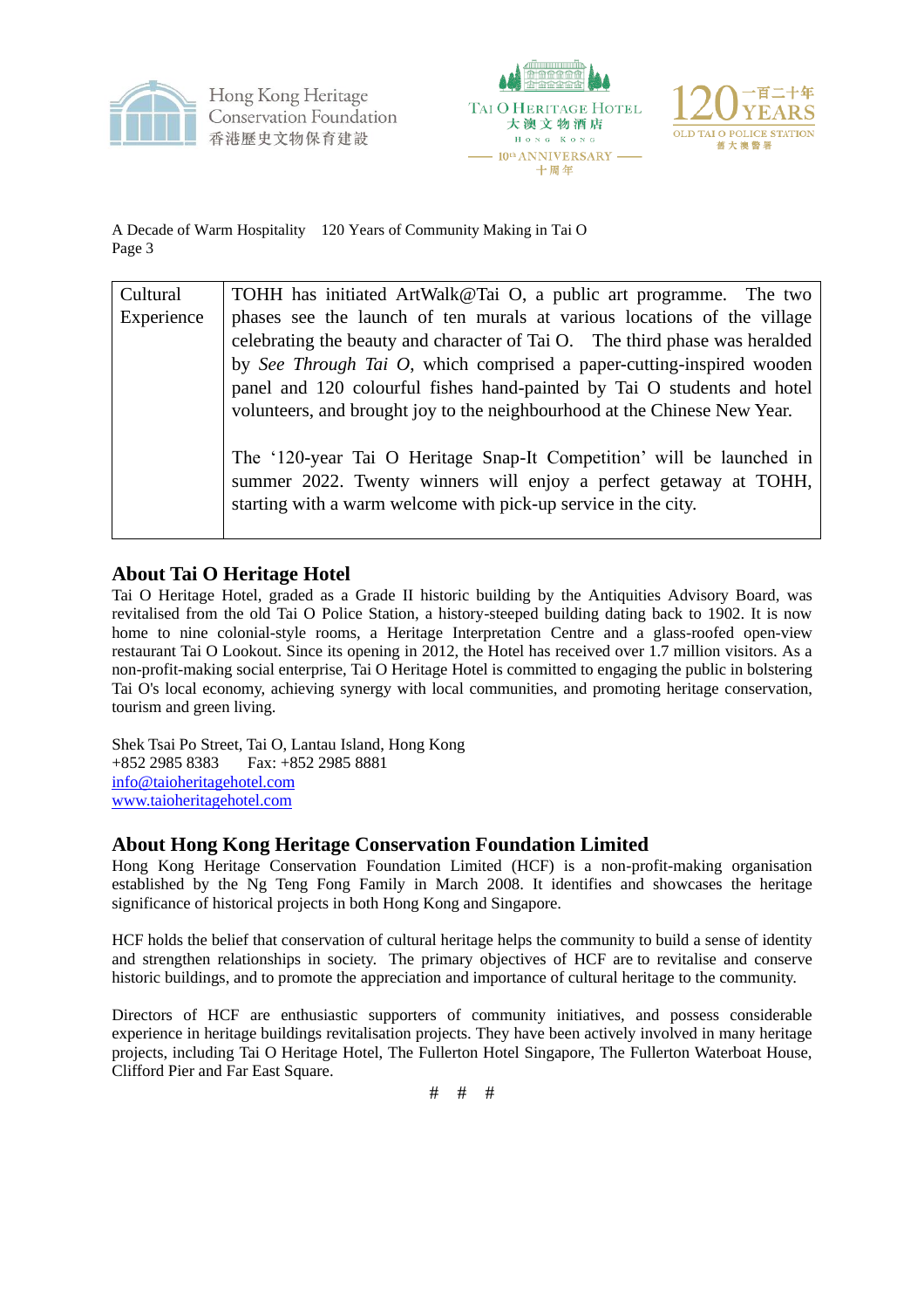| Cultural Experience | TOHH has initiated ArtWalk@Tai O, a public art programme. The two phases see the launch of ten murals at various locations of the village celebrating the beauty and character of Tai O. The third phase was heralded by *See Through Tai O*, which comprised a paper-cutting-inspired wooden panel and 120 colourful fishes hand-painted by Tai O students and hotel volunteers, and brought joy to the neighbourhood at the Chinese New Year.<br><br>The '120-year Tai O Heritage Snap-It Competition' will be launched in summer 2022. Twenty winners will enjoy a perfect getaway at TOHH, starting with a warm welcome with pick-up service in the city. |
|---|---|

## About Tai O Heritage Hotel

Tai O Heritage Hotel, graded as a Grade II historic building by the Antiquities Advisory Board, was revitalised from the old Tai O Police Station, a history-steeped building dating back to 1902. It is now home to nine colonial-style rooms, a Heritage Interpretation Centre and a glass-roofed open-view restaurant Tai O Lookout. Since its opening in 2012, the Hotel has received over 1.7 million visitors. As a non-profit-making social enterprise, Tai O Heritage Hotel is committed to engaging the public in bolstering Tai O's local economy, achieving synergy with local communities, and promoting heritage conservation, tourism and green living.

Shek Tsai Po Street, Tai O, Lantau Island, Hong Kong
+852 2985 8383 Fax: +852 2985 8881
info@taioheritagehotel.com
www.taioheritagehotel.com

## About Hong Kong Heritage Conservation Foundation Limited

Hong Kong Heritage Conservation Foundation Limited (HCF) is a non-profit-making organisation established by the Ng Teng Fong Family in March 2008. It identifies and showcases the heritage significance of historical projects in both Hong Kong and Singapore.

HCF holds the belief that conservation of cultural heritage helps the community to build a sense of identity and strengthen relationships in society. The primary objectives of HCF are to revitalise and conserve historic buildings, and to promote the appreciation and importance of cultural heritage to the community.

Directors of HCF are enthusiastic supporters of community initiatives, and possess considerable experience in heritage buildings revitalisation projects. They have been actively involved in many heritage projects, including Tai O Heritage Hotel, The Fullerton Hotel Singapore, The Fullerton Waterboat House, Clifford Pier and Far East Square.

# # #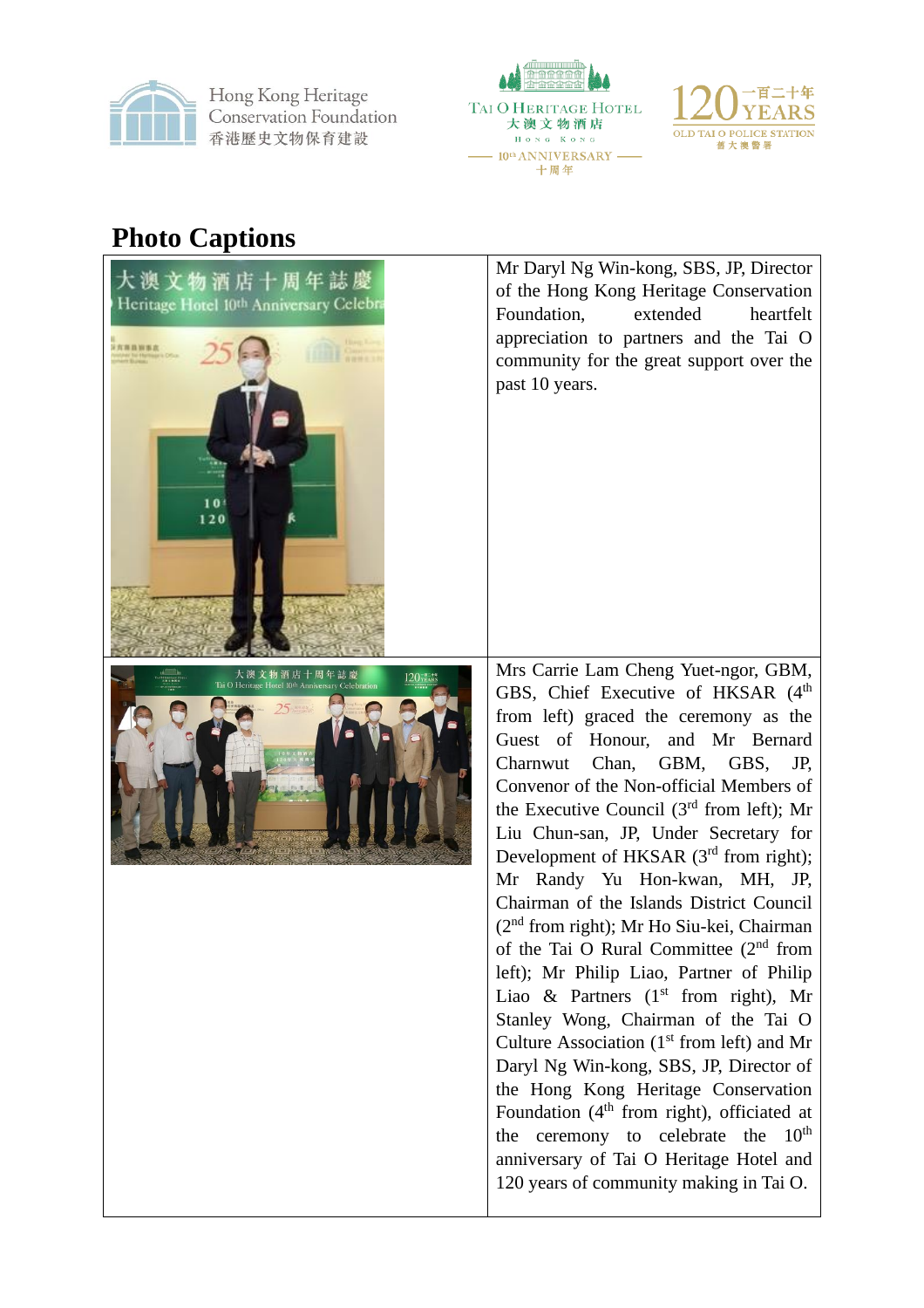## Photo Captions

| | |
|---|---|
| | Mr Daryl Ng Win-kong, SBS, JP, Director of the Hong Kong Heritage Conservation Foundation, extended heartfelt appreciation to partners and the Tai O community for the great support over the past 10 years. |
| | Mrs Carrie Lam Cheng Yuet-ngor, GBM, GBS, Chief Executive of HKSAR (4th from left) graced the ceremony as the Guest of Honour, and Mr Bernard Charnwut Chan, GBM, GBS, JP, Convenor of the Non-official Members of the Executive Council (3rd from left); Mr Liu Chun-san, JP, Under Secretary for Development of HKSAR (3rd from right); Mr Randy Yu Hon-kwan, MH, JP, Chairman of the Islands District Council (2nd from right); Mr Ho Siu-kei, Chairman of the Tai O Rural Committee (2nd from left); Mr Philip Liao, Partner of Philip Liao & Partners (1st from right), Mr Stanley Wong, Chairman of the Tai O Culture Association (1st from left) and Mr Daryl Ng Win-kong, SBS, JP, Director of the Hong Kong Heritage Conservation Foundation (4th from right), officiated at the ceremony to celebrate the 10th anniversary of Tai O Heritage Hotel and 120 years of community making in Tai O. |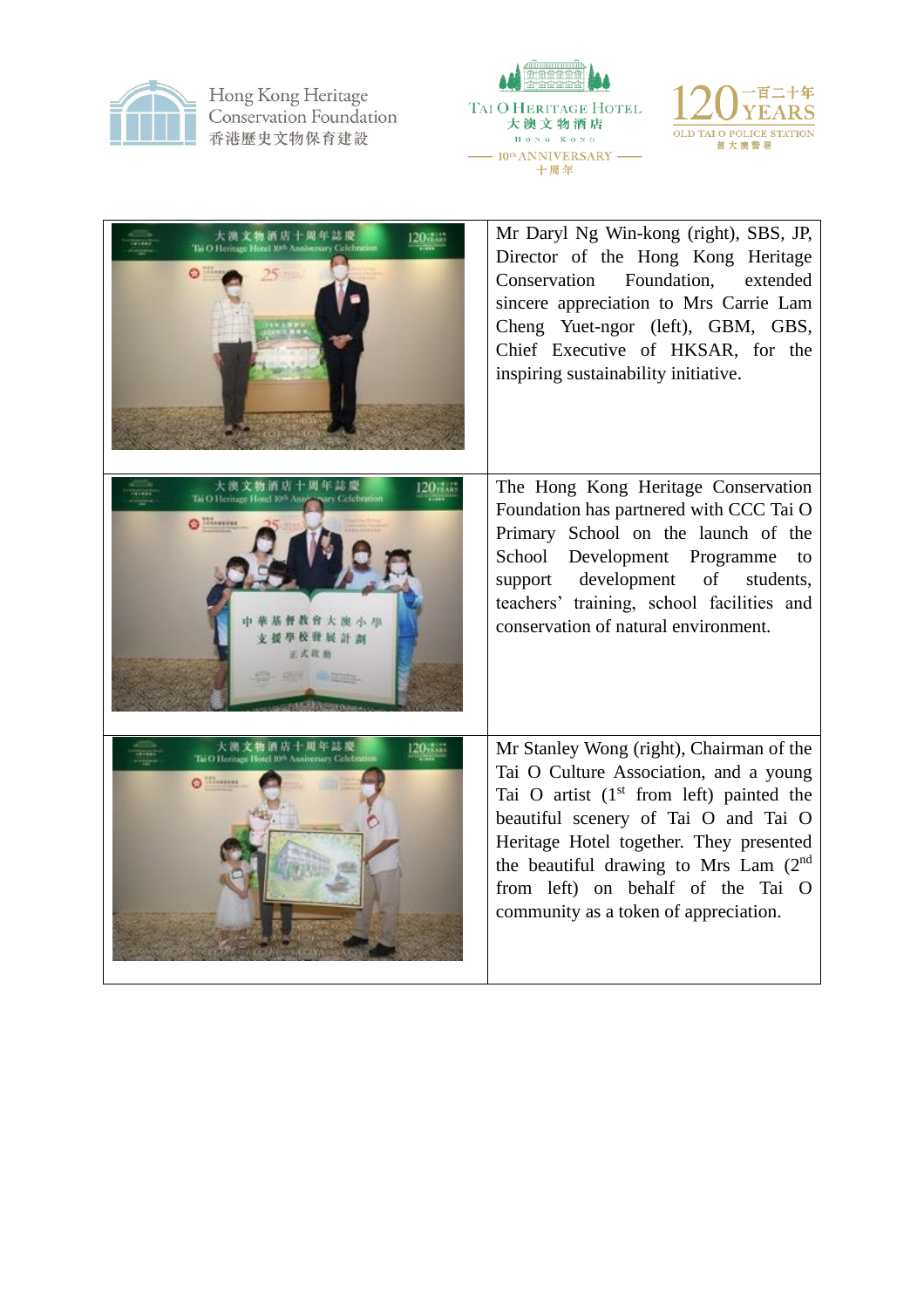| | |
|---|---|
| | Mr Daryl Ng Win-kong (right), SBS, JP, Director of the Hong Kong Heritage Conservation Foundation, extended sincere appreciation to Mrs Carrie Lam Cheng Yuet-ngor (left), GBM, GBS, Chief Executive of HKSAR, for the inspiring sustainability initiative. |
| | The Hong Kong Heritage Conservation Foundation has partnered with CCC Tai O Primary School on the launch of the School Development Programme to support development of students, teachers' training, school facilities and conservation of natural environment. |
| | Mr Stanley Wong (right), Chairman of the Tai O Culture Association, and a young Tai O artist (1st from left) painted the beautiful scenery of Tai O and Tai O Heritage Hotel together. They presented the beautiful drawing to Mrs Lam (2nd from left) on behalf of the Tai O community as a token of appreciation. |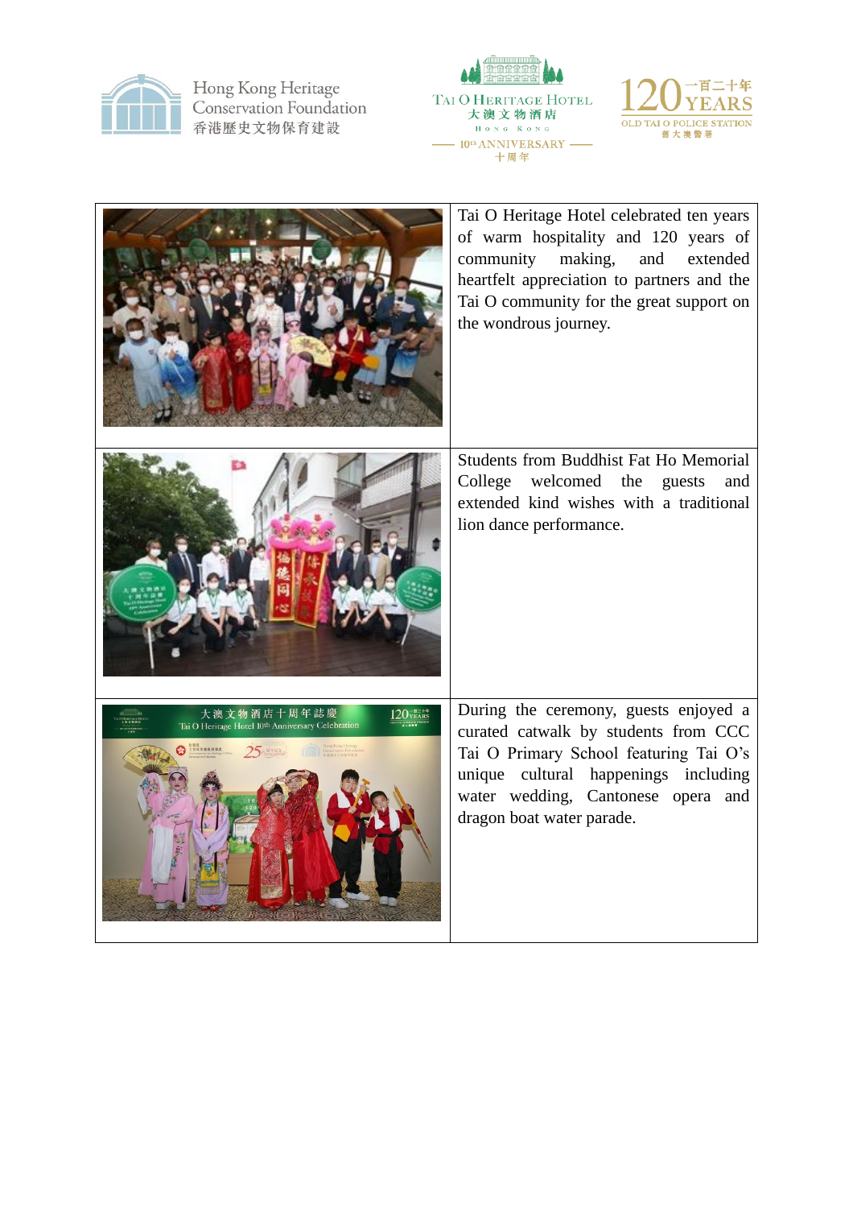| | |
|---|---|
| | Tai O Heritage Hotel celebrated ten years of warm hospitality and 120 years of community making, and extended heartfelt appreciation to partners and the Tai O community for the great support on the wondrous journey. |
| | Students from Buddhist Fat Ho Memorial College welcomed the guests and extended kind wishes with a traditional lion dance performance. |
| | During the ceremony, guests enjoyed a curated catwalk by students from CCC Tai O Primary School featuring Tai O's unique cultural happenings including water wedding, Cantonese opera and dragon boat water parade. |